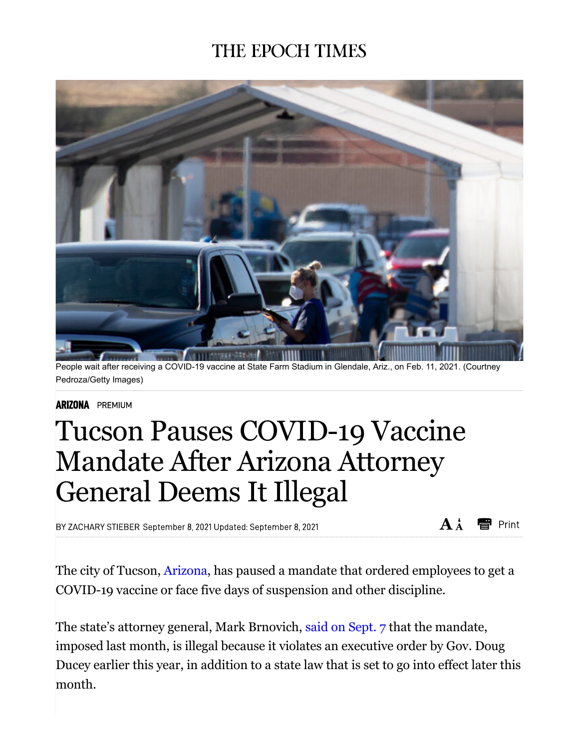THE EPOCH TIMES

People wait after receiving a COVID-19 vaccine at State Farm Stadium in Glendale, Ariz., on Feb. 11, 2021. (Courtney Pedroza/Getty Images)

**ARIZONA** PREMIUM

# Tucson Pauses COVID-19 Vaccine Mandate After Arizona Attorney General Deems It Illegal

BY ZACHARY STIEBER September 8, 2021 Updated: September 8, 2021

The city of Tucson, Arizona, has paused a mandate that ordered employees to get a COVID-19 vaccine or face five days of suspension and other discipline.

The state's attorney general, Mark Brnovich, said on Sept. 7 that the mandate, imposed last month, is illegal because it violates an executive order by Gov. Doug Ducey earlier this year, in addition to a state law that is set to go into effect later this month.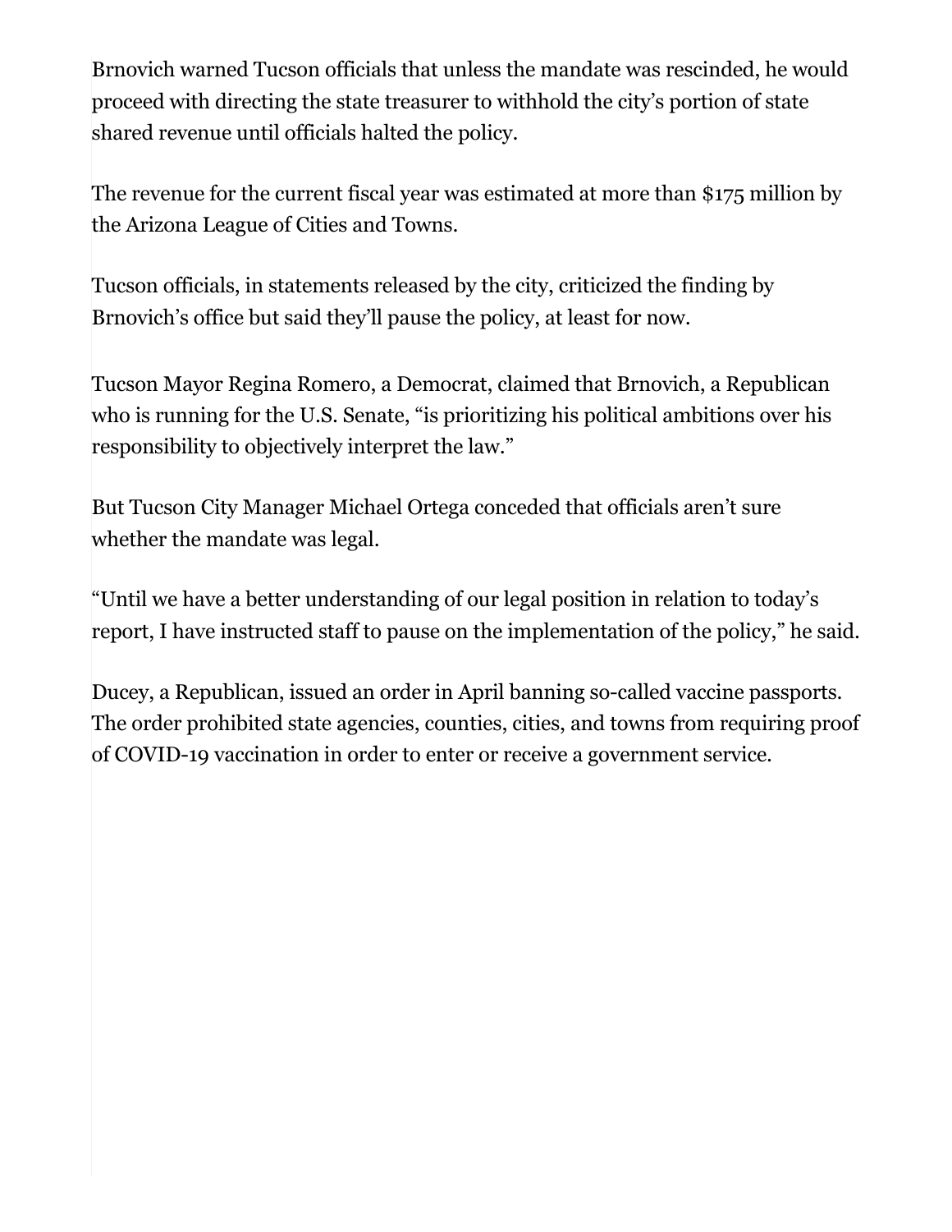Brnovich warned Tucson officials that unless the mandate was rescinded, he would proceed with directing the state treasurer to withhold the city's portion of state shared revenue until officials halted the policy.

The revenue for the current fiscal year was estimated at more than $175 million by the Arizona League of Cities and Towns.

Tucson officials, in statements released by the city, criticized the finding by Brnovich's office but said they'll pause the policy, at least for now.

Tucson Mayor Regina Romero, a Democrat, claimed that Brnovich, a Republican who is running for the U.S. Senate, "is prioritizing his political ambitions over his responsibility to objectively interpret the law."

But Tucson City Manager Michael Ortega conceded that officials aren't sure whether the mandate was legal.

"Until we have a better understanding of our legal position in relation to today's report, I have instructed staff to pause on the implementation of the policy," he said.

Ducey, a Republican, issued an order in April banning so-called vaccine passports. The order prohibited state agencies, counties, cities, and towns from requiring proof of COVID-19 vaccination in order to enter or receive a government service.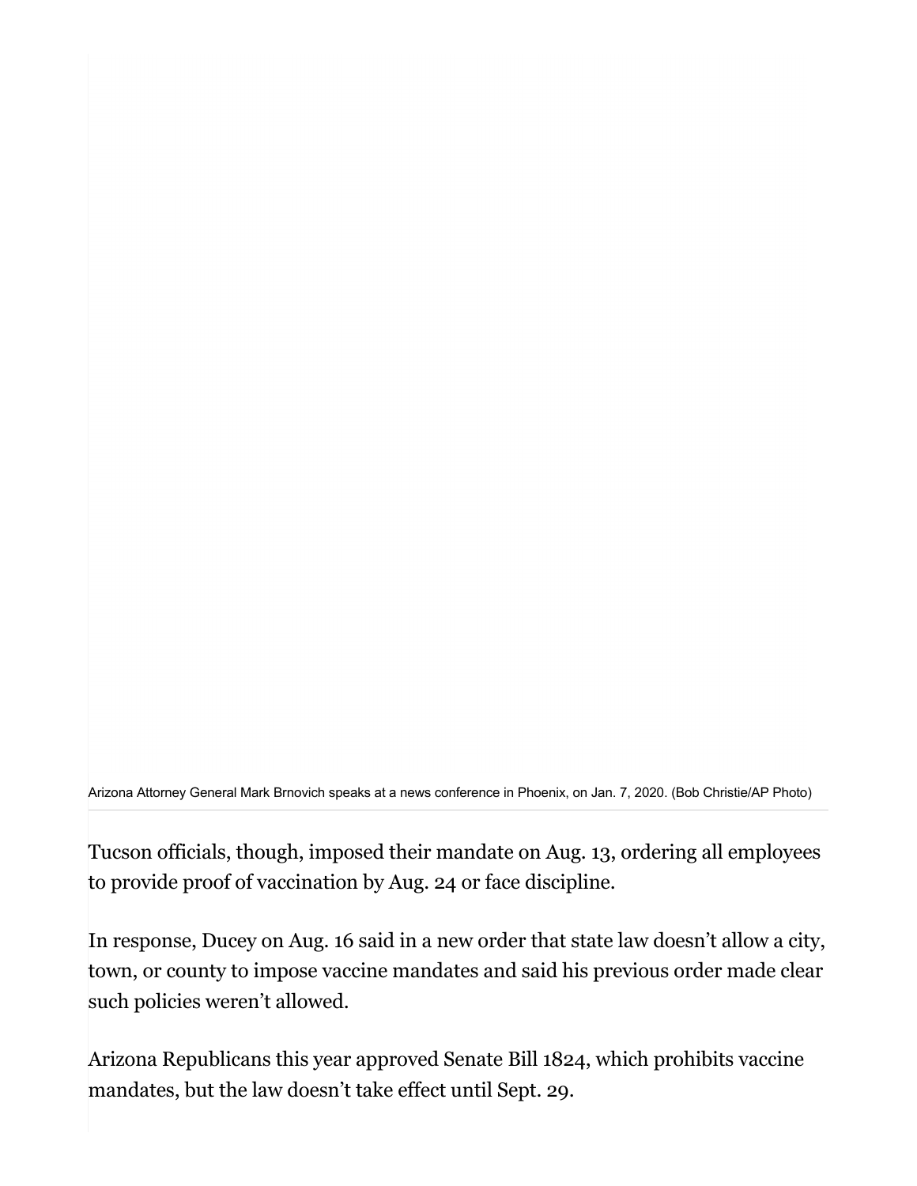Arizona Attorney General Mark Brnovich speaks at a news conference in Phoenix, on Jan. 7, 2020. (Bob Christie/AP Photo)

Tucson officials, though, imposed their mandate on Aug. 13, ordering all employees to provide proof of vaccination by Aug. 24 or face discipline.

In response, Ducey on Aug. 16 said in a new order that state law doesn't allow a city, town, or county to impose vaccine mandates and said his previous order made clear such policies weren't allowed.

Arizona Republicans this year approved Senate Bill 1824, which prohibits vaccine mandates, but the law doesn't take effect until Sept. 29.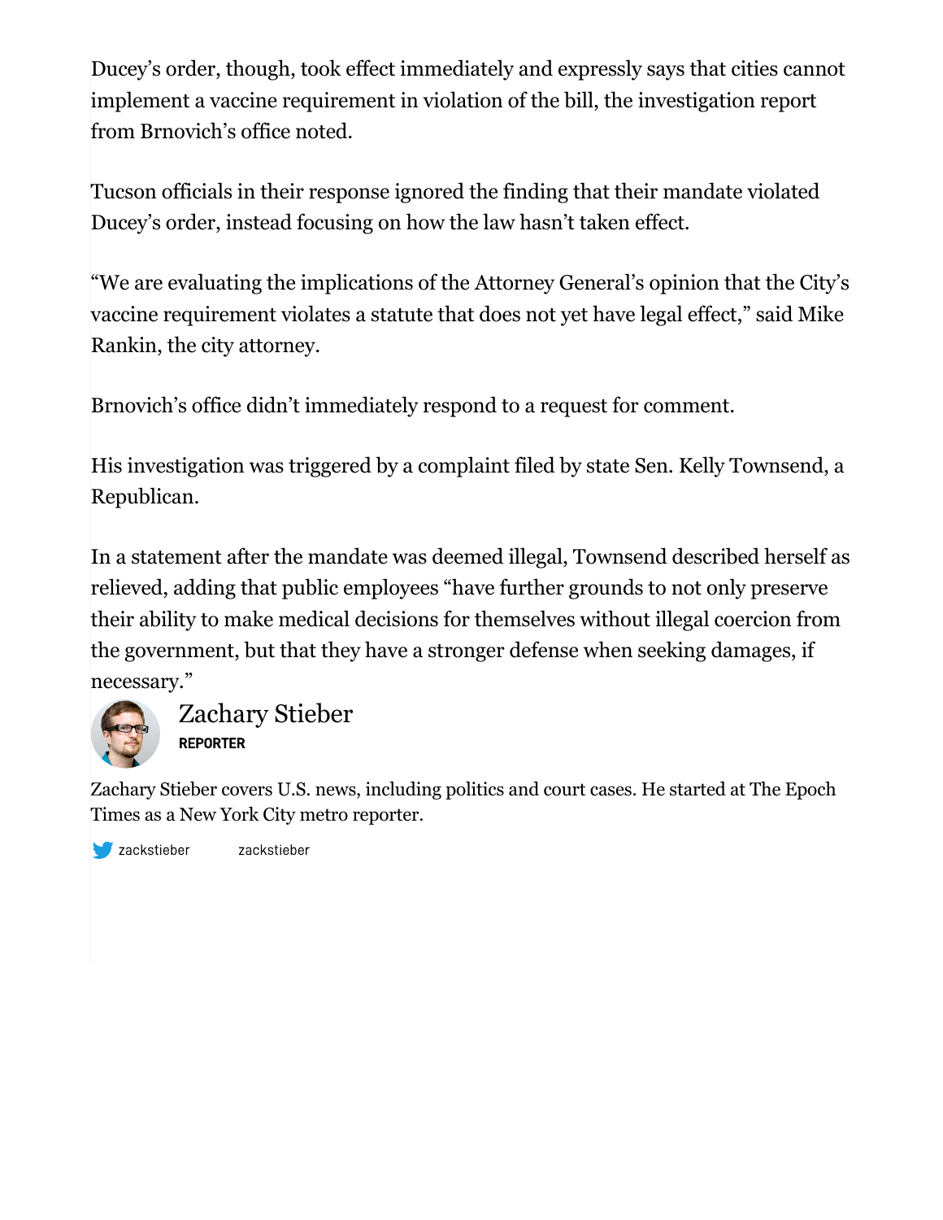Ducey's order, though, took effect immediately and expressly says that cities cannot implement a vaccine requirement in violation of the bill, the investigation report from Brnovich's office noted.

Tucson officials in their response ignored the finding that their mandate violated Ducey's order, instead focusing on how the law hasn't taken effect.

"We are evaluating the implications of the Attorney General's opinion that the City's vaccine requirement violates a statute that does not yet have legal effect," said Mike Rankin, the city attorney.

Brnovich's office didn't immediately respond to a request for comment.

His investigation was triggered by a complaint filed by state Sen. Kelly Townsend, a Republican.

In a statement after the mandate was deemed illegal, Townsend described herself as relieved, adding that public employees "have further grounds to not only preserve their ability to make medical decisions for themselves without illegal coercion from the government, but that they have a stronger defense when seeking damages, if necessary."

Zachary Stieber

**REPORTER**

Zachary Stieber covers U.S. news, including politics and court cases. He started at The Epoch Times as a New York City metro reporter.

zackstieber    zackstieber